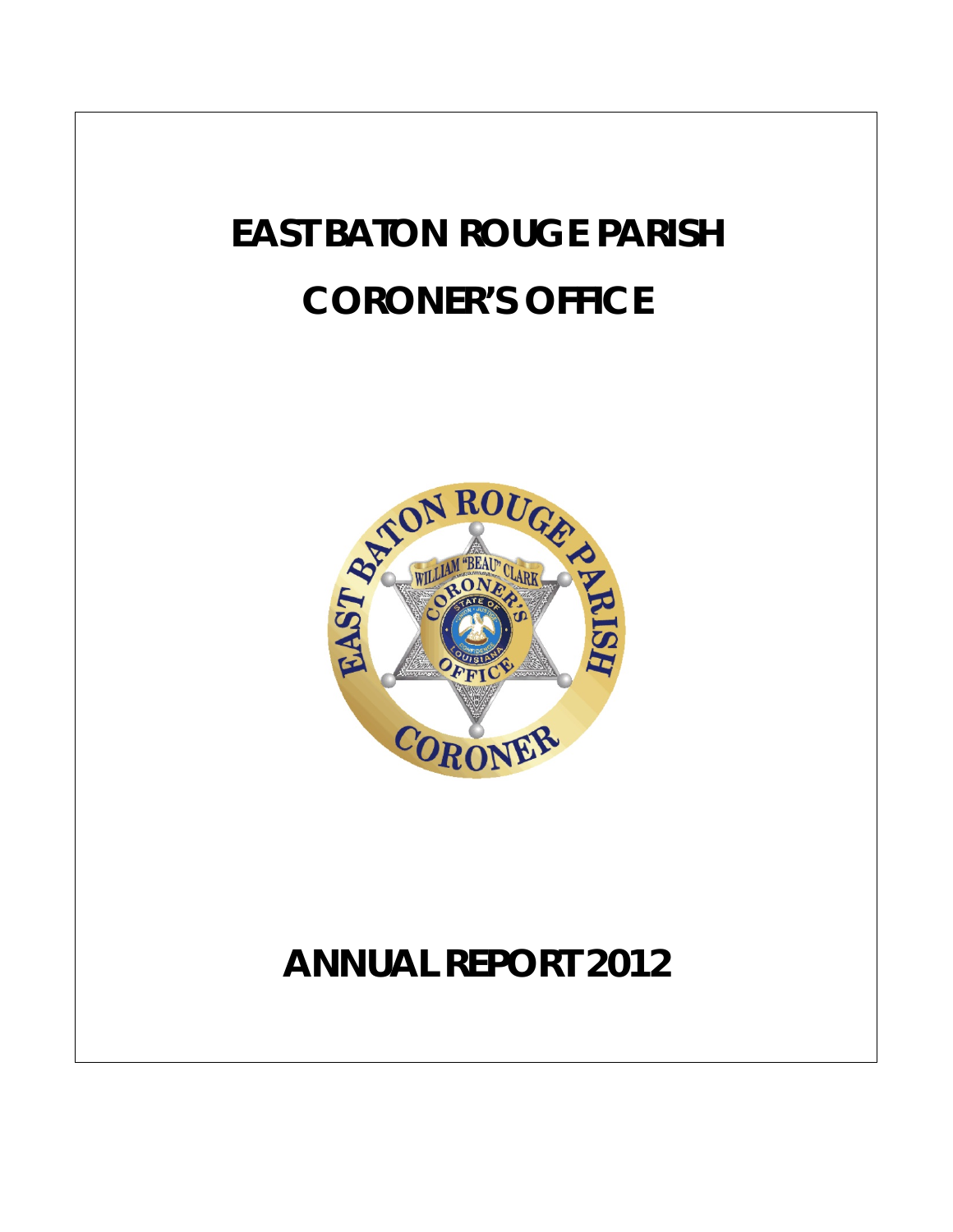# EAST BATON ROUGE PARISH

# CORONER'S OFFICE

# ANNUAL REPORT 2012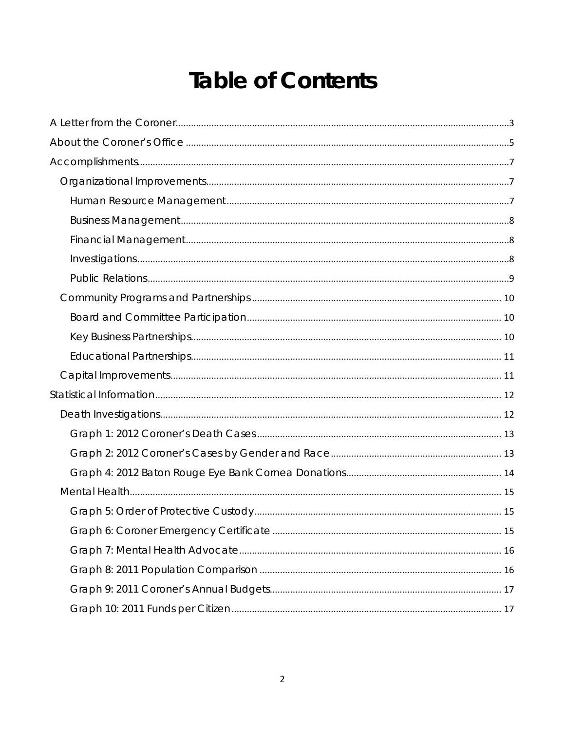# Table of Contents

A Letter from the Coroner....3

About the Coroner's Office....5

Accomplishments....7

- Organizational Improvements....7
  - Human Resource Management....7
  - Business Management....8
  - Financial Management....8
  - Investigations....8
  - Public Relations....9
- Community Programs and Partnerships....10
  - Board and Committee Participation....10
  - Key Business Partnerships....10
  - Educational Partnerships....11
- Capital Improvements....11

Statistical Information....12

- Death Investigations....12
  - Graph 1: 2012 Coroner's Death Cases....13
  - Graph 2: 2012 Coroner's Cases by Gender and Race....13
  - Graph 4: 2012 Baton Rouge Eye Bank Cornea Donations....14
- Mental Health....15
  - Graph 5: Order of Protective Custody....15
  - Graph 6: Coroner Emergency Certificate....15
  - Graph 7: Mental Health Advocate....16
  - Graph 8: 2011 Population Comparison....16
  - Graph 9: 2011 Coroner's Annual Budgets....17
  - Graph 10: 2011 Funds per Citizen....17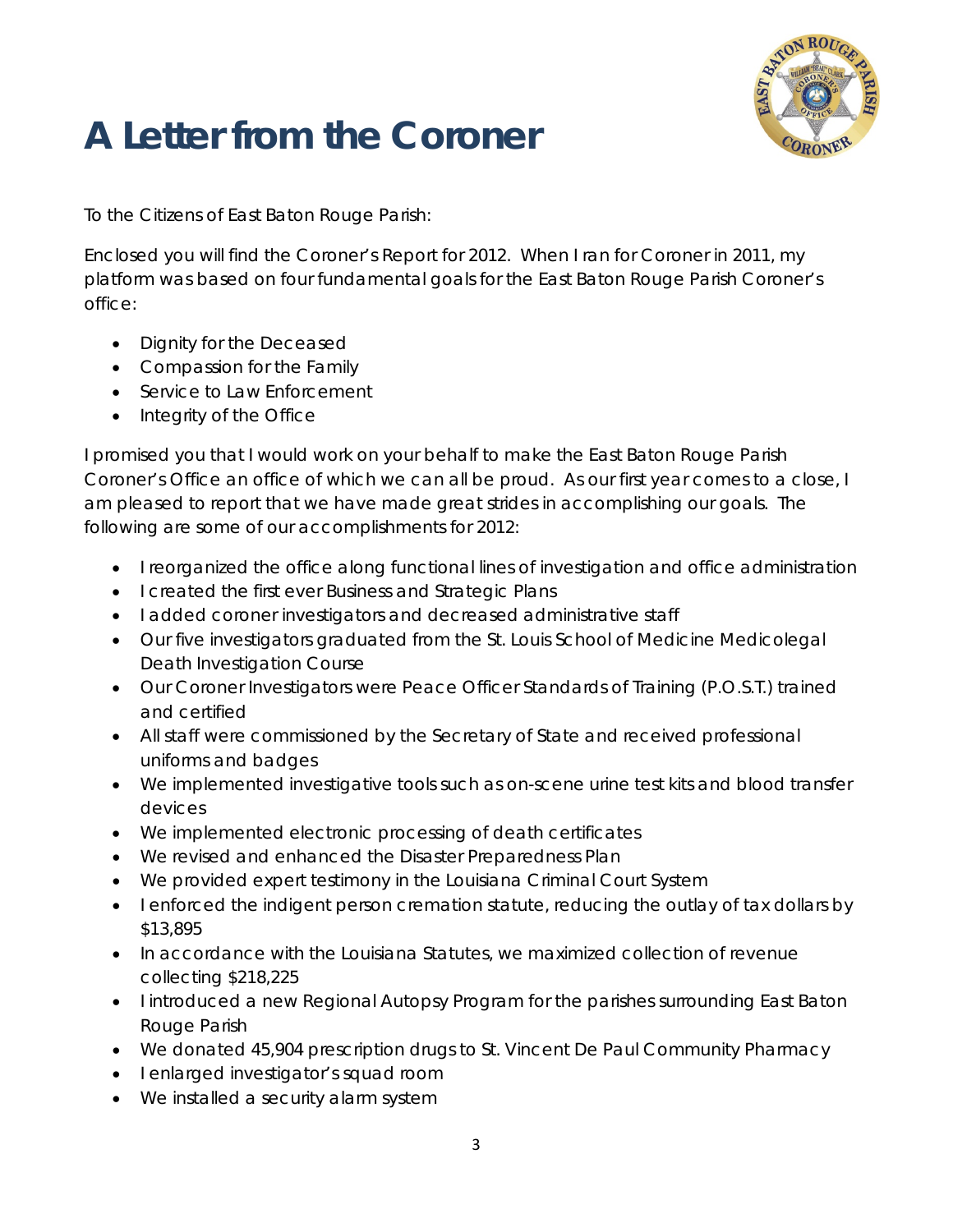# A Letter from the Coroner

To the Citizens of East Baton Rouge Parish:

Enclosed you will find the Coroner's Report for 2012. When I ran for Coroner in 2011, my platform was based on four fundamental goals for the East Baton Rouge Parish Coroner's office:

- Dignity for the Deceased
- Compassion for the Family
- Service to Law Enforcement
- Integrity of the Office

I promised you that I would work on your behalf to make the East Baton Rouge Parish Coroner's Office an office of which we can all be proud. As our first year comes to a close, I am pleased to report that we have made great strides in accomplishing our goals. The following are some of our accomplishments for 2012:

- I reorganized the office along functional lines of investigation and office administration
- I created the first ever Business and Strategic Plans
- I added coroner investigators and decreased administrative staff
- Our five investigators graduated from the St. Louis School of Medicine Medicolegal Death Investigation Course
- Our Coroner Investigators were Peace Officer Standards of Training (P.O.S.T.) trained and certified
- All staff were commissioned by the Secretary of State and received professional uniforms and badges
- We implemented investigative tools such as on-scene urine test kits and blood transfer devices
- We implemented electronic processing of death certificates
- We revised and enhanced the Disaster Preparedness Plan
- We provided expert testimony in the Louisiana Criminal Court System
- I enforced the indigent person cremation statute, reducing the outlay of tax dollars by $13,895
- In accordance with the Louisiana Statutes, we maximized collection of revenue collecting $218,225
- I introduced a new Regional Autopsy Program for the parishes surrounding East Baton Rouge Parish
- We donated 45,904 prescription drugs to St. Vincent De Paul Community Pharmacy
- I enlarged investigator's squad room
- We installed a security alarm system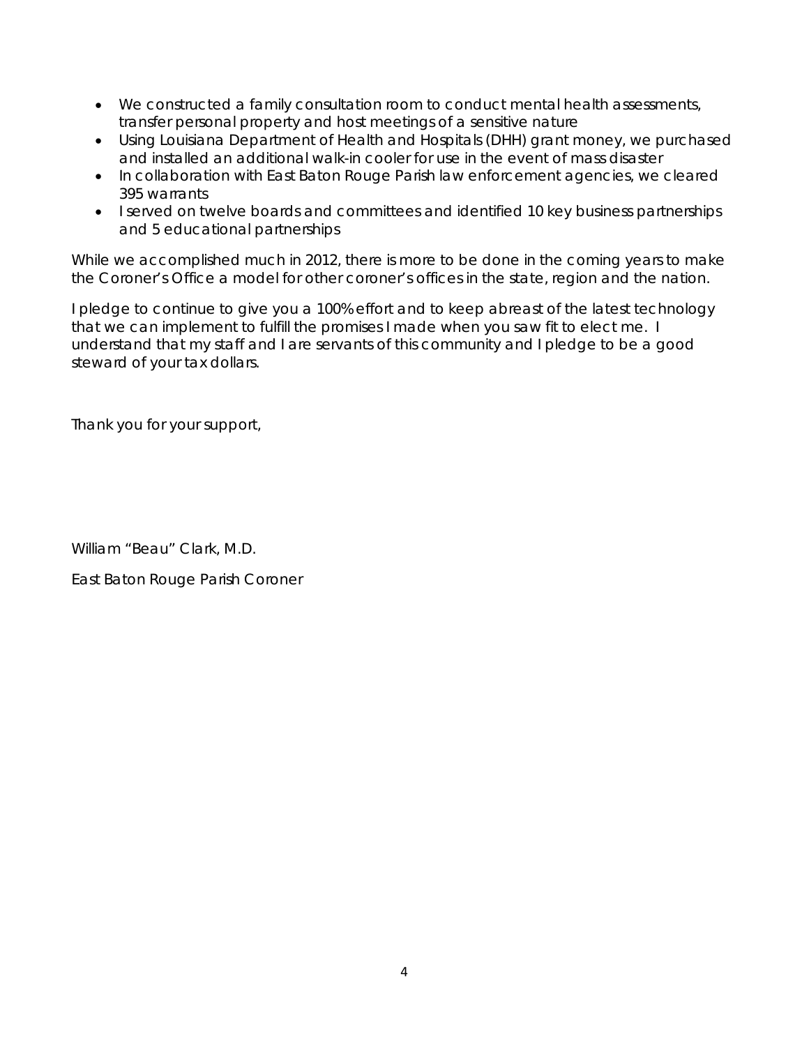- We constructed a family consultation room to conduct mental health assessments, transfer personal property and host meetings of a sensitive nature
- Using Louisiana Department of Health and Hospitals (DHH) grant money, we purchased and installed an additional walk-in cooler for use in the event of mass disaster
- In collaboration with East Baton Rouge Parish law enforcement agencies, we cleared 395 warrants
- I served on twelve boards and committees and identified 10 key business partnerships and 5 educational partnerships

While we accomplished much in 2012, there is more to be done in the coming years to make the Coroner's Office a model for other coroner's offices in the state, region and the nation.

I pledge to continue to give you a 100% effort and to keep abreast of the latest technology that we can implement to fulfill the promises I made when you saw fit to elect me. I understand that my staff and I are servants of this community and I pledge to be a good steward of your tax dollars.

Thank you for your support,

William "Beau" Clark, M.D.

East Baton Rouge Parish Coroner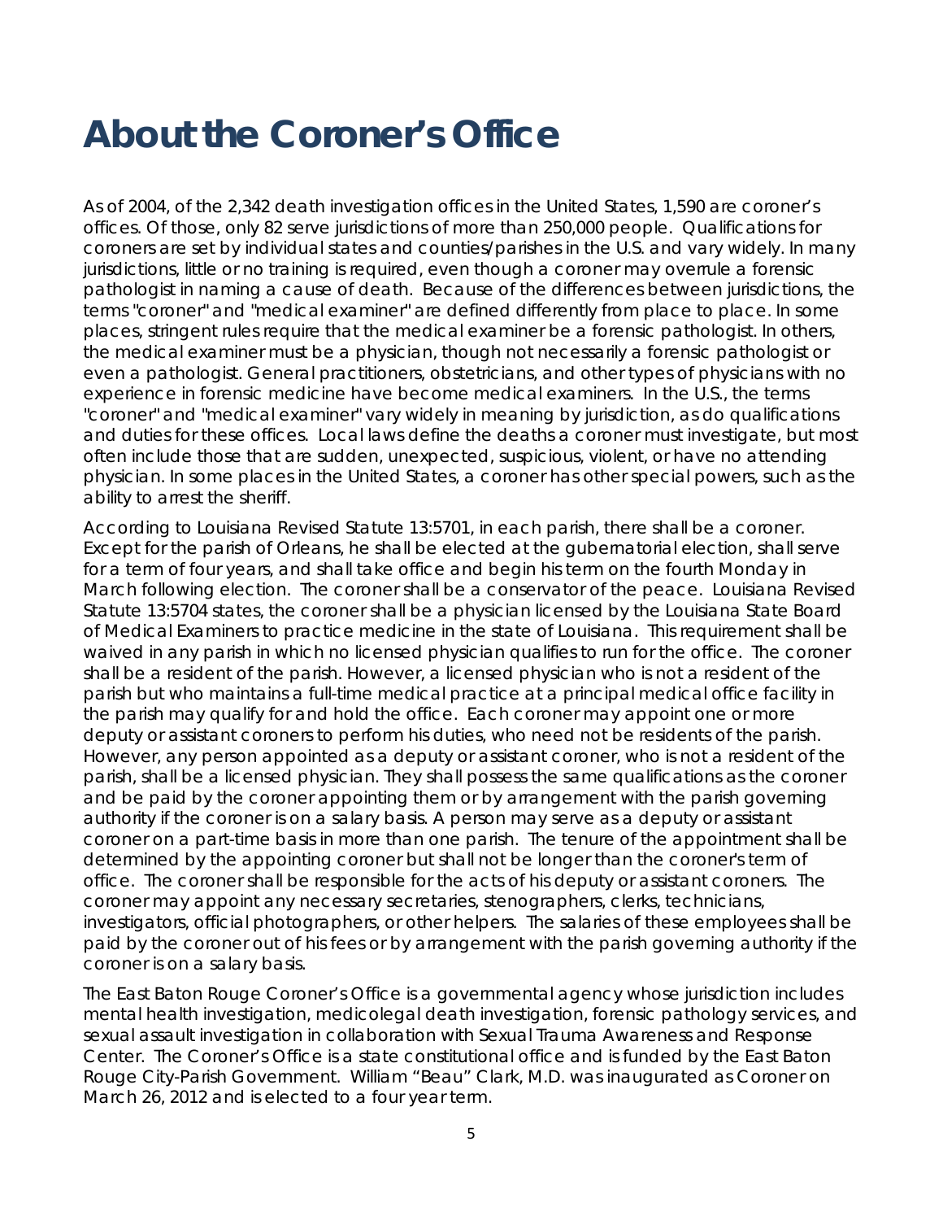# About the Coroner's Office

As of 2004, of the 2,342 death investigation offices in the United States, 1,590 are coroner's offices. Of those, only 82 serve jurisdictions of more than 250,000 people. Qualifications for coroners are set by individual states and counties/parishes in the U.S. and vary widely. In many jurisdictions, little or no training is required, even though a coroner may overrule a forensic pathologist in naming a cause of death. Because of the differences between jurisdictions, the terms "coroner" and "medical examiner" are defined differently from place to place. In some places, stringent rules require that the medical examiner be a forensic pathologist. In others, the medical examiner must be a physician, though not necessarily a forensic pathologist or even a pathologist. General practitioners, obstetricians, and other types of physicians with no experience in forensic medicine have become medical examiners. In the U.S., the terms "coroner" and "medical examiner" vary widely in meaning by jurisdiction, as do qualifications and duties for these offices. Local laws define the deaths a coroner must investigate, but most often include those that are sudden, unexpected, suspicious, violent, or have no attending physician. In some places in the United States, a coroner has other special powers, such as the ability to arrest the sheriff.

According to Louisiana Revised Statute 13:5701, in each parish, there shall be a coroner. Except for the parish of Orleans, he shall be elected at the gubernatorial election, shall serve for a term of four years, and shall take office and begin his term on the fourth Monday in March following election. The coroner shall be a conservator of the peace. Louisiana Revised Statute 13:5704 states, the coroner shall be a physician licensed by the Louisiana State Board of Medical Examiners to practice medicine in the state of Louisiana. This requirement shall be waived in any parish in which no licensed physician qualifies to run for the office. The coroner shall be a resident of the parish. However, a licensed physician who is not a resident of the parish but who maintains a full-time medical practice at a principal medical office facility in the parish may qualify for and hold the office. Each coroner may appoint one or more deputy or assistant coroners to perform his duties, who need not be residents of the parish. However, any person appointed as a deputy or assistant coroner, who is not a resident of the parish, shall be a licensed physician. They shall possess the same qualifications as the coroner and be paid by the coroner appointing them or by arrangement with the parish governing authority if the coroner is on a salary basis. A person may serve as a deputy or assistant coroner on a part-time basis in more than one parish. The tenure of the appointment shall be determined by the appointing coroner but shall not be longer than the coroner's term of office. The coroner shall be responsible for the acts of his deputy or assistant coroners. The coroner may appoint any necessary secretaries, stenographers, clerks, technicians, investigators, official photographers, or other helpers. The salaries of these employees shall be paid by the coroner out of his fees or by arrangement with the parish governing authority if the coroner is on a salary basis.

The East Baton Rouge Coroner's Office is a governmental agency whose jurisdiction includes mental health investigation, medicolegal death investigation, forensic pathology services, and sexual assault investigation in collaboration with Sexual Trauma Awareness and Response Center. The Coroner's Office is a state constitutional office and is funded by the East Baton Rouge City-Parish Government. William "Beau" Clark, M.D. was inaugurated as Coroner on March 26, 2012 and is elected to a four year term.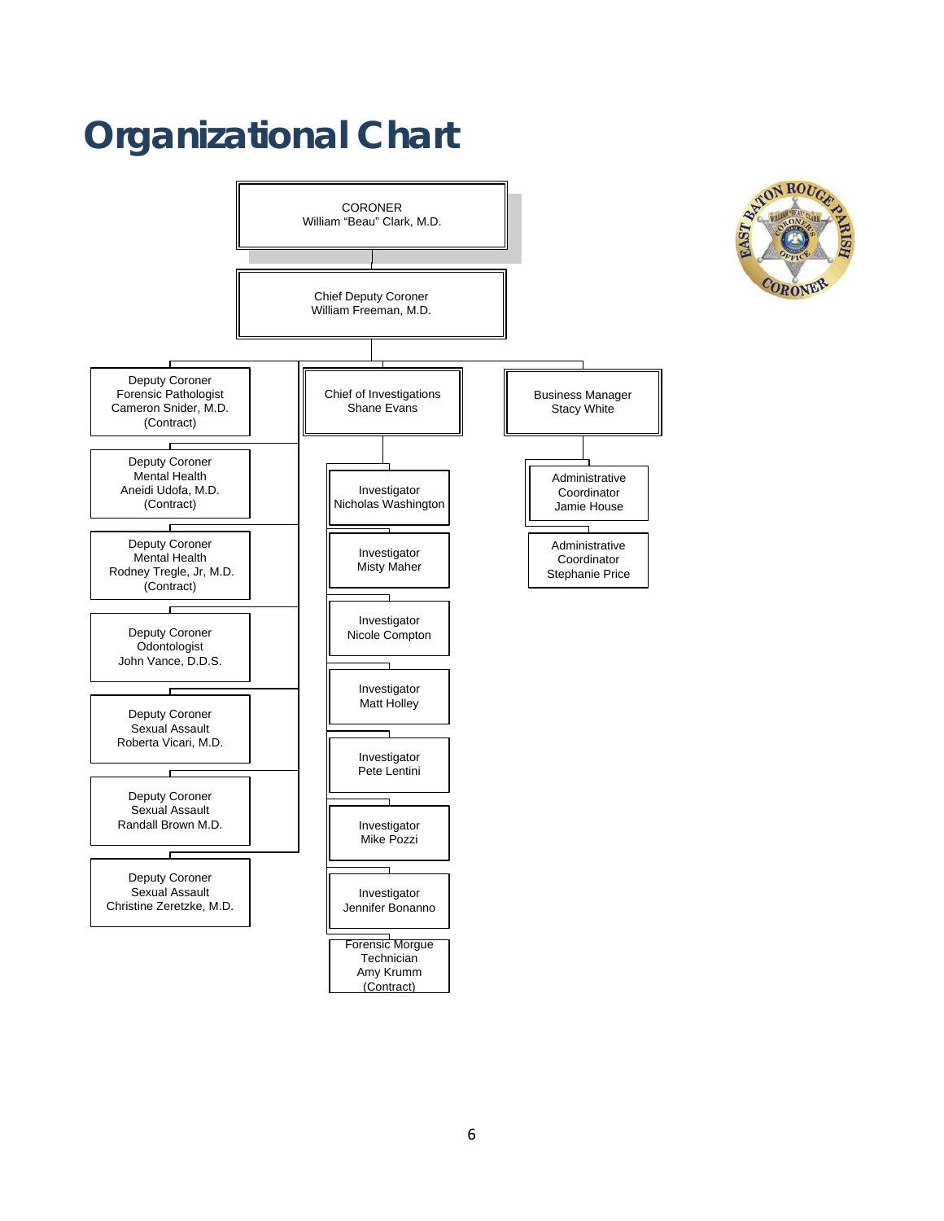# Organizational Chart

**CORONER**
William "Beau" Clark, M.D.

**Chief Deputy Coroner**
William Freeman, M.D.

- Deputy Coroner
  Forensic Pathologist
  Cameron Snider, M.D.
  (Contract)
- Deputy Coroner
  Mental Health
  Aneidi Udofa, M.D.
  (Contract)
- Deputy Coroner
  Mental Health
  Rodney Tregle, Jr, M.D.
  (Contract)
- Deputy Coroner
  Odontologist
  John Vance, D.D.S.
- Deputy Coroner
  Sexual Assault
  Roberta Vicari, M.D.
- Deputy Coroner
  Sexual Assault
  Randall Brown M.D.
- Deputy Coroner
  Sexual Assault
  Christine Zeretzke, M.D.
- Chief of Investigations
  Shane Evans
  - Investigator
    Nicholas Washington
  - Investigator
    Misty Maher
  - Investigator
    Nicole Compton
  - Investigator
    Matt Holley
  - Investigator
    Pete Lentini
  - Investigator
    Mike Pozzi
  - Investigator
    Jennifer Bonanno
  - Forensic Morgue
    Technician
    Amy Krumm
    (Contract)
- Business Manager
  Stacy White
  - Administrative
    Coordinator
    Jamie House
  - Administrative
    Coordinator
    Stephanie Price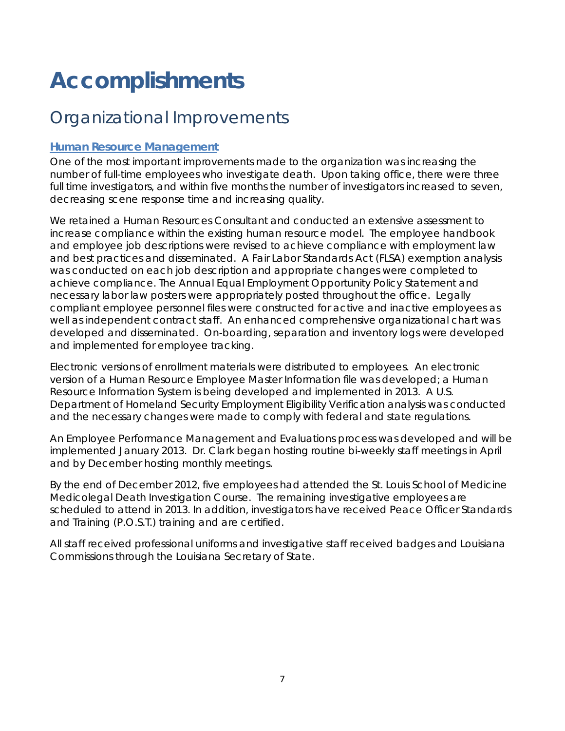# Accomplishments

## Organizational Improvements

### Human Resource Management

One of the most important improvements made to the organization was increasing the number of full-time employees who investigate death. Upon taking office, there were three full time investigators, and within five months the number of investigators increased to seven, decreasing scene response time and increasing quality.

We retained a Human Resources Consultant and conducted an extensive assessment to increase compliance within the existing human resource model. The employee handbook and employee job descriptions were revised to achieve compliance with employment law and best practices and disseminated. A Fair Labor Standards Act (FLSA) exemption analysis was conducted on each job description and appropriate changes were completed to achieve compliance. The Annual Equal Employment Opportunity Policy Statement and necessary labor law posters were appropriately posted throughout the office. Legally compliant employee personnel files were constructed for active and inactive employees as well as independent contract staff. An enhanced comprehensive organizational chart was developed and disseminated. On-boarding, separation and inventory logs were developed and implemented for employee tracking.

Electronic versions of enrollment materials were distributed to employees. An electronic version of a Human Resource Employee Master Information file was developed; a Human Resource Information System is being developed and implemented in 2013. A U.S. Department of Homeland Security Employment Eligibility Verification analysis was conducted and the necessary changes were made to comply with federal and state regulations.

An Employee Performance Management and Evaluations process was developed and will be implemented January 2013. Dr. Clark began hosting routine bi-weekly staff meetings in April and by December hosting monthly meetings.

By the end of December 2012, five employees had attended the St. Louis School of Medicine Medicolegal Death Investigation Course. The remaining investigative employees are scheduled to attend in 2013. In addition, investigators have received Peace Officer Standards and Training (P.O.S.T.) training and are certified.

All staff received professional uniforms and investigative staff received badges and Louisiana Commissions through the Louisiana Secretary of State.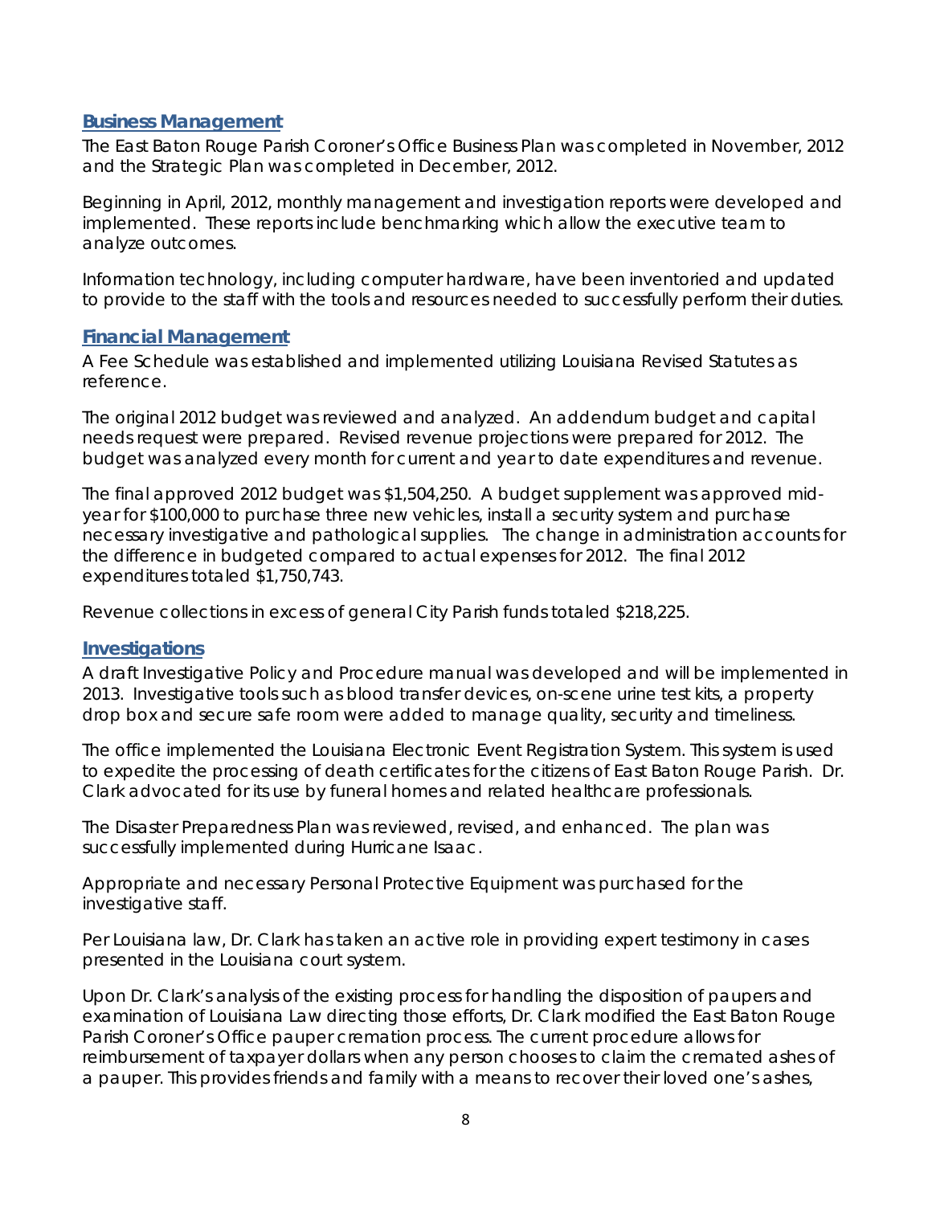## Business Management

The East Baton Rouge Parish Coroner's Office Business Plan was completed in November, 2012 and the Strategic Plan was completed in December, 2012.

Beginning in April, 2012, monthly management and investigation reports were developed and implemented. These reports include benchmarking which allow the executive team to analyze outcomes.

Information technology, including computer hardware, have been inventoried and updated to provide to the staff with the tools and resources needed to successfully perform their duties.

## Financial Management

A Fee Schedule was established and implemented utilizing Louisiana Revised Statutes as reference.

The original 2012 budget was reviewed and analyzed. An addendum budget and capital needs request were prepared. Revised revenue projections were prepared for 2012. The budget was analyzed every month for current and year to date expenditures and revenue.

The final approved 2012 budget was $1,504,250. A budget supplement was approved mid-year for $100,000 to purchase three new vehicles, install a security system and purchase necessary investigative and pathological supplies. The change in administration accounts for the difference in budgeted compared to actual expenses for 2012. The final 2012 expenditures totaled $1,750,743.

Revenue collections in excess of general City Parish funds totaled $218,225.

## Investigations

A draft Investigative Policy and Procedure manual was developed and will be implemented in 2013. Investigative tools such as blood transfer devices, on-scene urine test kits, a property drop box and secure safe room were added to manage quality, security and timeliness.

The office implemented the Louisiana Electronic Event Registration System. This system is used to expedite the processing of death certificates for the citizens of East Baton Rouge Parish. Dr. Clark advocated for its use by funeral homes and related healthcare professionals.

The Disaster Preparedness Plan was reviewed, revised, and enhanced. The plan was successfully implemented during Hurricane Isaac.

Appropriate and necessary Personal Protective Equipment was purchased for the investigative staff.

Per Louisiana law, Dr. Clark has taken an active role in providing expert testimony in cases presented in the Louisiana court system.

Upon Dr. Clark's analysis of the existing process for handling the disposition of paupers and examination of Louisiana Law directing those efforts, Dr. Clark modified the East Baton Rouge Parish Coroner's Office pauper cremation process. The current procedure allows for reimbursement of taxpayer dollars when any person chooses to claim the cremated ashes of a pauper. This provides friends and family with a means to recover their loved one's ashes,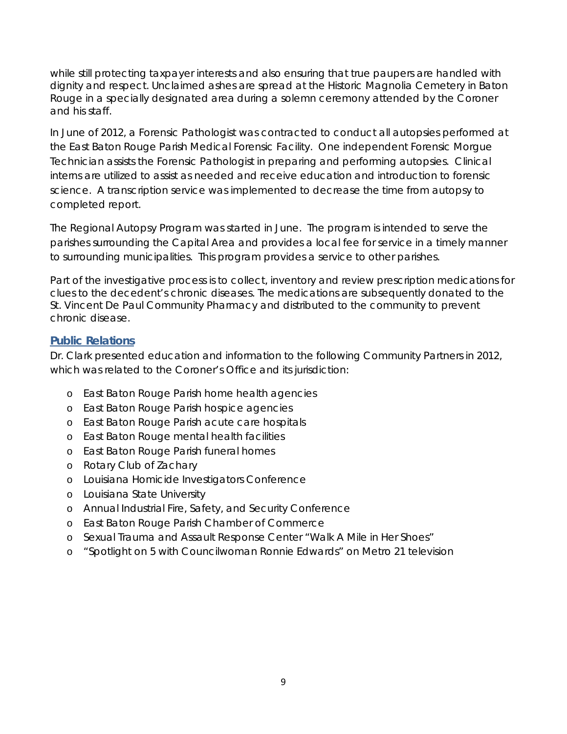while still protecting taxpayer interests and also ensuring that true paupers are handled with dignity and respect. Unclaimed ashes are spread at the Historic Magnolia Cemetery in Baton Rouge in a specially designated area during a solemn ceremony attended by the Coroner and his staff.

In June of 2012, a Forensic Pathologist was contracted to conduct all autopsies performed at the East Baton Rouge Parish Medical Forensic Facility. One independent Forensic Morgue Technician assists the Forensic Pathologist in preparing and performing autopsies. Clinical interns are utilized to assist as needed and receive education and introduction to forensic science. A transcription service was implemented to decrease the time from autopsy to completed report.

The Regional Autopsy Program was started in June. The program is intended to serve the parishes surrounding the Capital Area and provides a local fee for service in a timely manner to surrounding municipalities. This program provides a service to other parishes.

Part of the investigative process is to collect, inventory and review prescription medications for clues to the decedent's chronic diseases. The medications are subsequently donated to the St. Vincent De Paul Community Pharmacy and distributed to the community to prevent chronic disease.

## Public Relations

Dr. Clark presented education and information to the following Community Partners in 2012, which was related to the Coroner's Office and its jurisdiction:

- East Baton Rouge Parish home health agencies
- East Baton Rouge Parish hospice agencies
- East Baton Rouge Parish acute care hospitals
- East Baton Rouge mental health facilities
- East Baton Rouge Parish funeral homes
- Rotary Club of Zachary
- Louisiana Homicide Investigators Conference
- Louisiana State University
- Annual Industrial Fire, Safety, and Security Conference
- East Baton Rouge Parish Chamber of Commerce
- Sexual Trauma and Assault Response Center "Walk A Mile in Her Shoes"
- "Spotlight on 5 with Councilwoman Ronnie Edwards" on Metro 21 television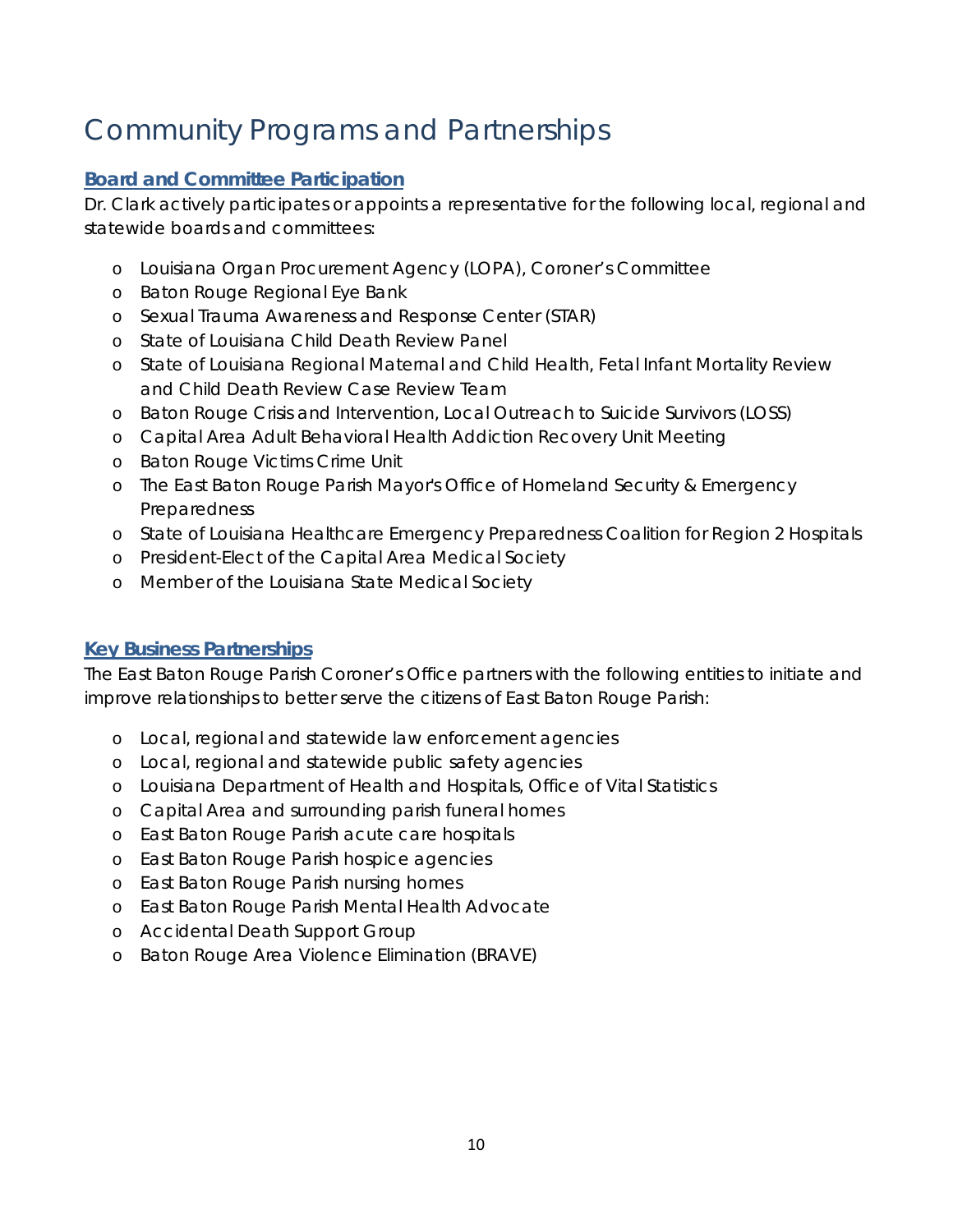# Community Programs and Partnerships

## Board and Committee Participation

Dr. Clark actively participates or appoints a representative for the following local, regional and statewide boards and committees:

- Louisiana Organ Procurement Agency (LOPA), Coroner's Committee
- Baton Rouge Regional Eye Bank
- Sexual Trauma Awareness and Response Center (STAR)
- State of Louisiana Child Death Review Panel
- State of Louisiana Regional Maternal and Child Health, Fetal Infant Mortality Review and Child Death Review Case Review Team
- Baton Rouge Crisis and Intervention, Local Outreach to Suicide Survivors (LOSS)
- Capital Area Adult Behavioral Health Addiction Recovery Unit Meeting
- Baton Rouge Victims Crime Unit
- The East Baton Rouge Parish Mayor's Office of Homeland Security & Emergency Preparedness
- State of Louisiana Healthcare Emergency Preparedness Coalition for Region 2 Hospitals
- President-Elect of the Capital Area Medical Society
- Member of the Louisiana State Medical Society

## Key Business Partnerships

The East Baton Rouge Parish Coroner's Office partners with the following entities to initiate and improve relationships to better serve the citizens of East Baton Rouge Parish:

- Local, regional and statewide law enforcement agencies
- Local, regional and statewide public safety agencies
- Louisiana Department of Health and Hospitals, Office of Vital Statistics
- Capital Area and surrounding parish funeral homes
- East Baton Rouge Parish acute care hospitals
- East Baton Rouge Parish hospice agencies
- East Baton Rouge Parish nursing homes
- East Baton Rouge Parish Mental Health Advocate
- Accidental Death Support Group
- Baton Rouge Area Violence Elimination (BRAVE)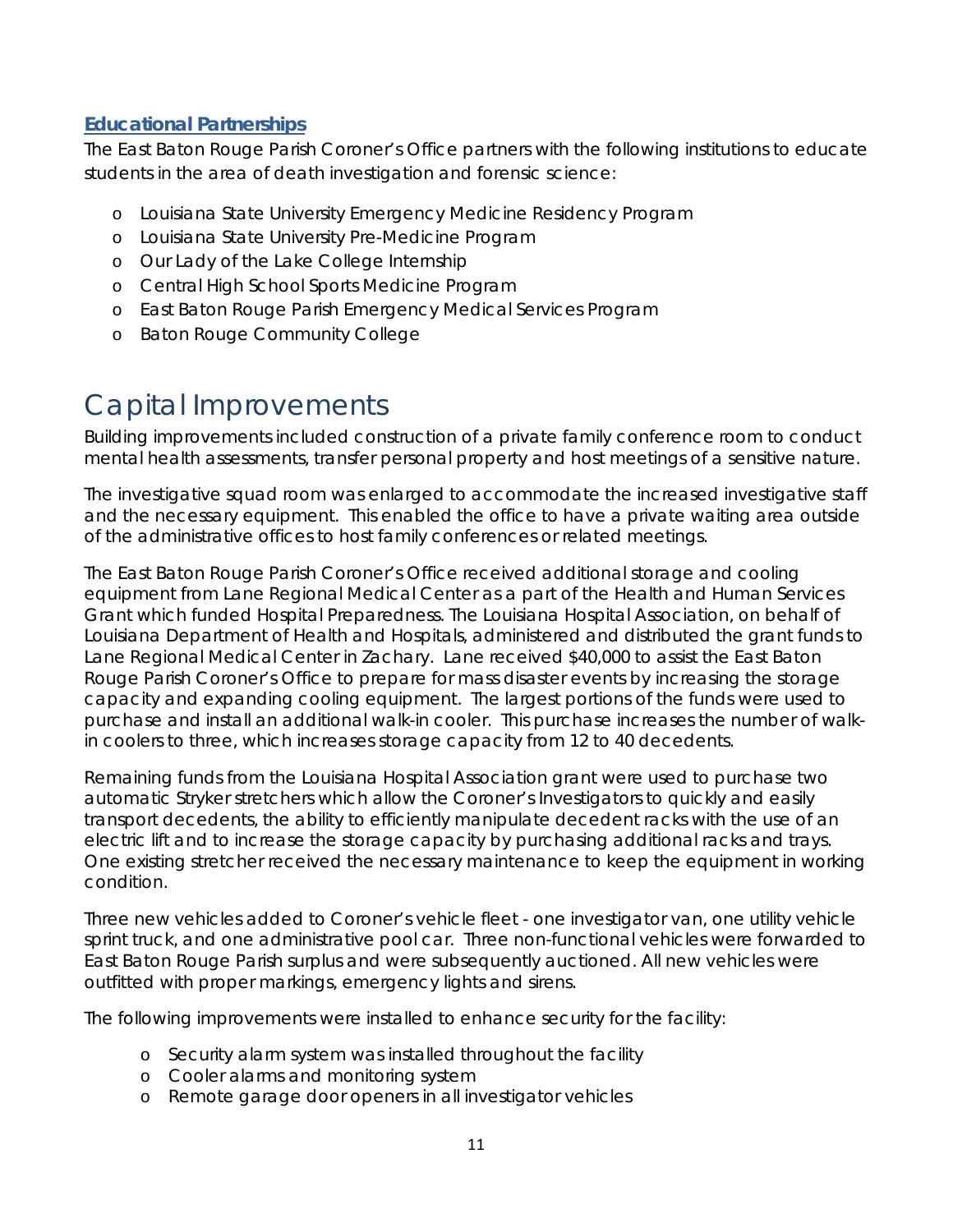### Educational Partnerships

The East Baton Rouge Parish Coroner's Office partners with the following institutions to educate students in the area of death investigation and forensic science:

- Louisiana State University Emergency Medicine Residency Program
- Louisiana State University Pre-Medicine Program
- Our Lady of the Lake College Internship
- Central High School Sports Medicine Program
- East Baton Rouge Parish Emergency Medical Services Program
- Baton Rouge Community College

# Capital Improvements

Building improvements included construction of a private family conference room to conduct mental health assessments, transfer personal property and host meetings of a sensitive nature.

The investigative squad room was enlarged to accommodate the increased investigative staff and the necessary equipment. This enabled the office to have a private waiting area outside of the administrative offices to host family conferences or related meetings.

The East Baton Rouge Parish Coroner's Office received additional storage and cooling equipment from Lane Regional Medical Center as a part of the Health and Human Services Grant which funded Hospital Preparedness. The Louisiana Hospital Association, on behalf of Louisiana Department of Health and Hospitals, administered and distributed the grant funds to Lane Regional Medical Center in Zachary. Lane received $40,000 to assist the East Baton Rouge Parish Coroner's Office to prepare for mass disaster events by increasing the storage capacity and expanding cooling equipment. The largest portions of the funds were used to purchase and install an additional walk-in cooler. This purchase increases the number of walk-in coolers to three, which increases storage capacity from 12 to 40 decedents.

Remaining funds from the Louisiana Hospital Association grant were used to purchase two automatic Stryker stretchers which allow the Coroner's Investigators to quickly and easily transport decedents, the ability to efficiently manipulate decedent racks with the use of an electric lift and to increase the storage capacity by purchasing additional racks and trays. One existing stretcher received the necessary maintenance to keep the equipment in working condition.

Three new vehicles added to Coroner's vehicle fleet - one investigator van, one utility vehicle sprint truck, and one administrative pool car. Three non-functional vehicles were forwarded to East Baton Rouge Parish surplus and were subsequently auctioned. All new vehicles were outfitted with proper markings, emergency lights and sirens.

The following improvements were installed to enhance security for the facility:

- Security alarm system was installed throughout the facility
- Cooler alarms and monitoring system
- Remote garage door openers in all investigator vehicles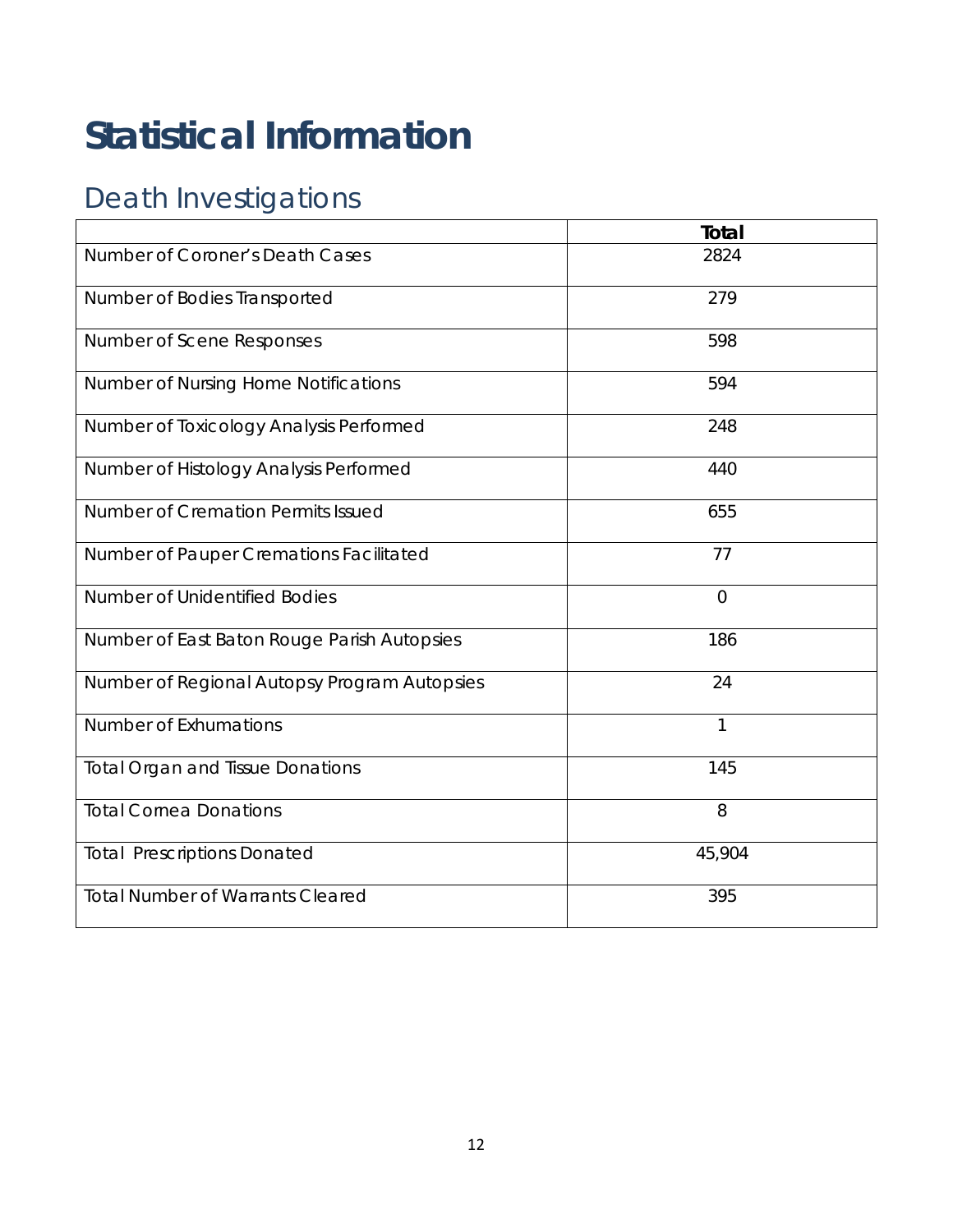# Statistical Information

## Death Investigations

| | Total |
|---|---|
| Number of Coroner's Death Cases | 2824 |
| Number of Bodies Transported | 279 |
| Number of Scene Responses | 598 |
| Number of Nursing Home Notifications | 594 |
| Number of Toxicology Analysis Performed | 248 |
| Number of Histology Analysis Performed | 440 |
| Number of Cremation Permits Issued | 655 |
| Number of Pauper Cremations Facilitated | 77 |
| Number of Unidentified Bodies | 0 |
| Number of East Baton Rouge Parish Autopsies | 186 |
| Number of Regional Autopsy Program Autopsies | 24 |
| Number of Exhumations | 1 |
| Total Organ and Tissue Donations | 145 |
| Total Cornea Donations | 8 |
| Total Prescriptions Donated | 45,904 |
| Total Number of Warrants Cleared | 395 |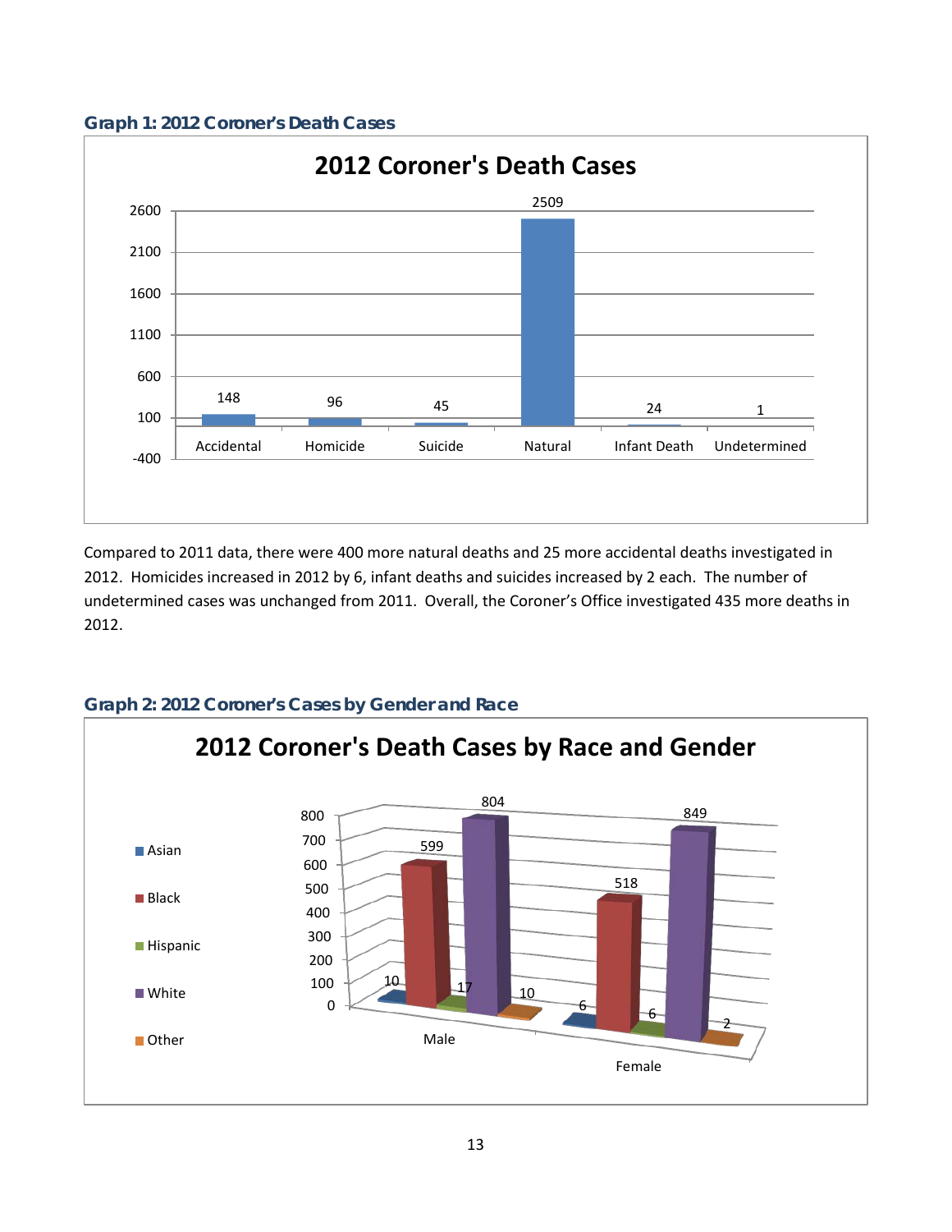### Graph 1: 2012 Coroner's Death Cases

**2012 Coroner's Death Cases**

| Category | Cases |
|---|---|
| Accidental | 148 |
| Homicide | 96 |
| Suicide | 45 |
| Natural | 2509 |
| Infant Death | 24 |
| Undetermined | 1 |

Compared to 2011 data, there were 400 more natural deaths and 25 more accidental deaths investigated in 2012. Homicides increased in 2012 by 6, infant deaths and suicides increased by 2 each. The number of undetermined cases was unchanged from 2011. Overall, the Coroner's Office investigated 435 more deaths in 2012.

### Graph 2: 2012 Coroner's Cases by Gender and Race

**2012 Coroner's Death Cases by Race and Gender**

| | Asian | Black | Hispanic | White | Other |
|---|---|---|---|---|---|
| Male | 10 | 599 | 17 | 804 | 10 |
| Female | 6 | 518 | 6 | 849 | 2 |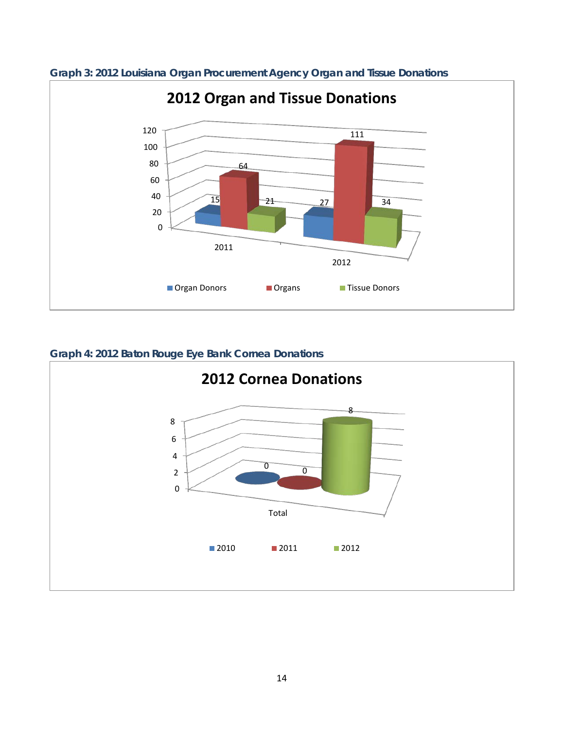**Graph 3: 2012 Louisiana Organ Procurement Agency Organ and Tissue Donations**

**2012 Organ and Tissue Donations**

| | Organ Donors | Organs | Tissue Donors |
|---|---|---|---|
| 2011 | 15 | 64 | 21 |
| 2012 | 27 | 111 | 34 |

**Graph 4: 2012 Baton Rouge Eye Bank Cornea Donations**

**2012 Cornea Donations**

| | 2010 | 2011 | 2012 |
|---|---|---|---|
| Total | 0 | 0 | 8 |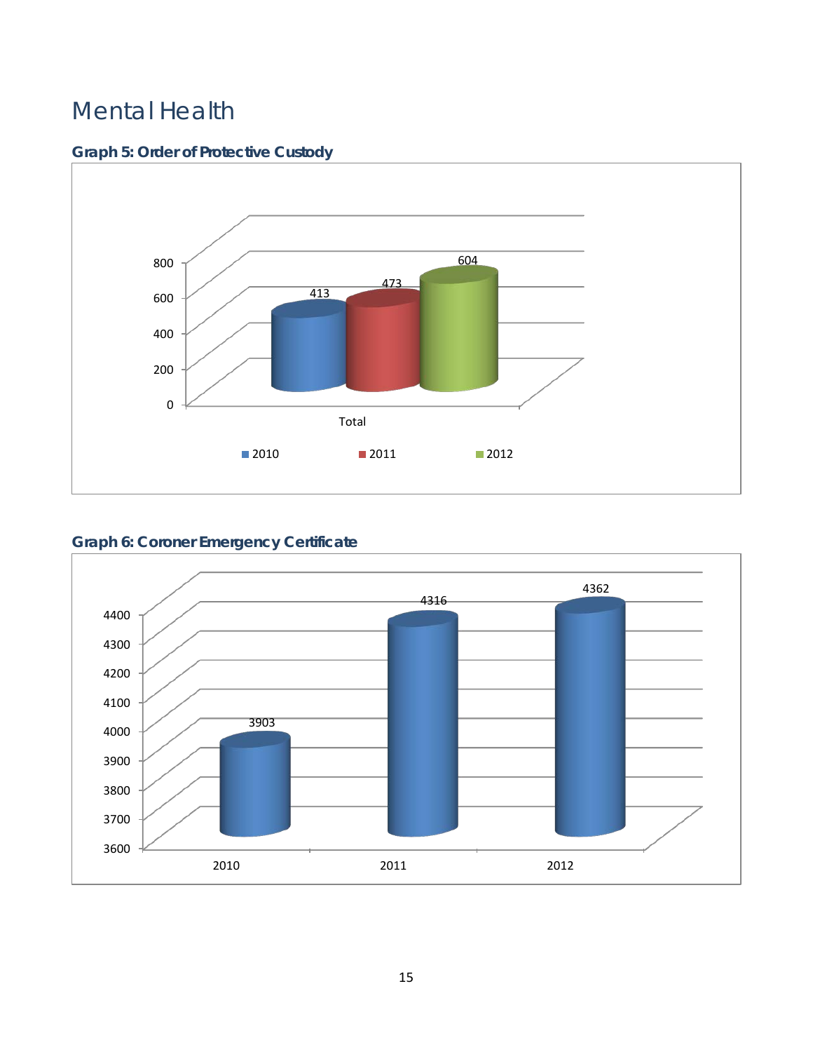# Mental Health

### Graph 5: Order of Protective Custody

| | 2010 | 2011 | 2012 |
|---|---|---|---|
| Total | 413 | 473 | 604 |

### Graph 6: Coroner Emergency Certificate

| 2010 | 2011 | 2012 |
|---|---|---|
| 3903 | 4316 | 4362 |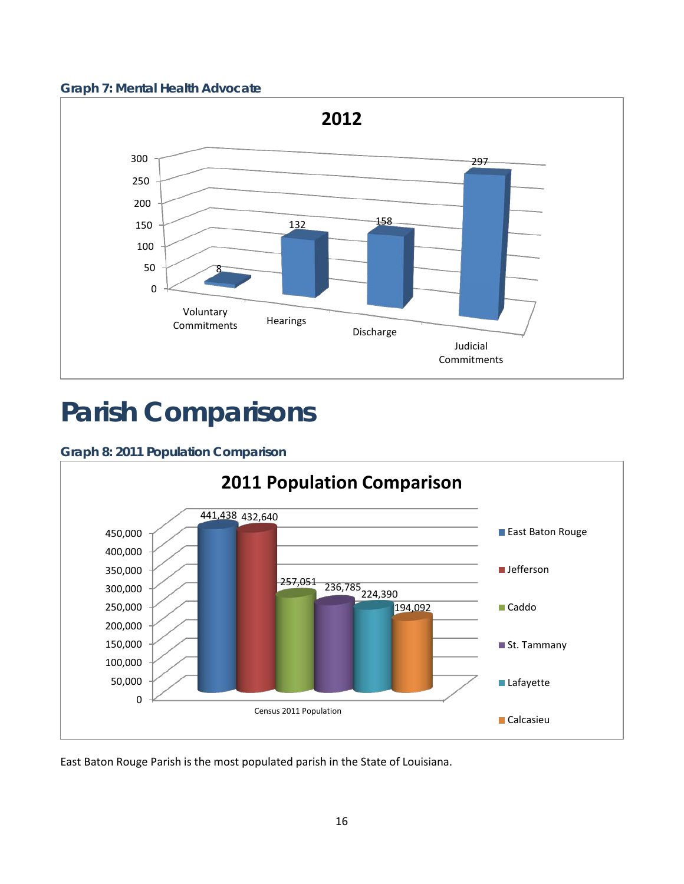### Graph 7: Mental Health Advocate

**2012**

| Category | Value |
| --- | --- |
| Voluntary Commitments | 8 |
| Hearings | 132 |
| Discharge | 158 |
| Judicial Commitments | 297 |

# Parish Comparisons

### Graph 8: 2011 Population Comparison

**2011 Population Comparison**

| Parish | Census 2011 Population |
| --- | --- |
| East Baton Rouge | 441,438 |
| Jefferson | 432,640 |
| Caddo | 257,051 |
| St. Tammany | 236,785 |
| Lafayette | 224,390 |
| Calcasieu | 194,092 |

East Baton Rouge Parish is the most populated parish in the State of Louisiana.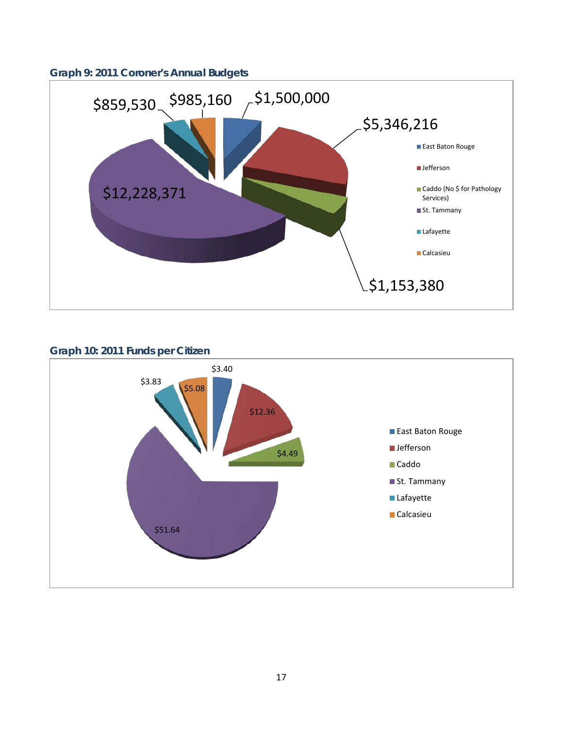**Graph 9: 2011 Coroner's Annual Budgets**

$859,530

$985,160

$1,500,000

$5,346,216

$12,228,371

$1,153,380

East Baton Rouge

Jefferson

Caddo (No $ for Pathology Services)

St. Tammany

Lafayette

Calcasieu

**Graph 10: 2011 Funds per Citizen**

$3.40

$3.83

$5.08

$12.36

$4.49

$51.64

East Baton Rouge

Jefferson

Caddo

St. Tammany

Lafayette

Calcasieu